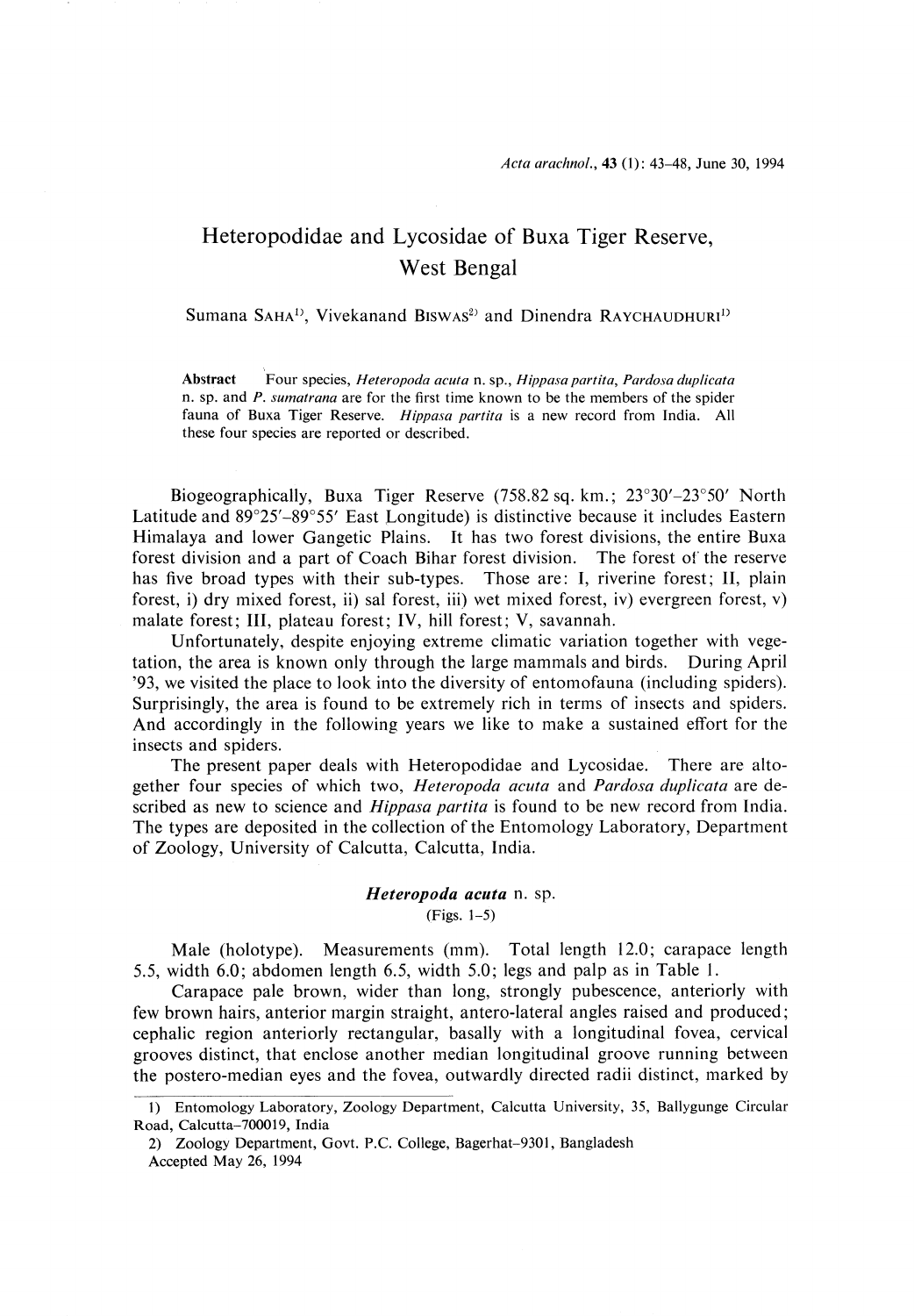# Heteropodidae and Lycosidae of Buxa Tiger Reserve, West Bengal

Sumana SAHA[1], Vivekanand BISWAS[2] and Dinendra RAYCHAUDHURI[1]

**Abstract** Four species, *Heteropoda acuta* n. sp., *Hippasa partita*, *Pardosa duplicata* n. sp. and *P. sumatrana* are for the first time known to be the members of the spider fauna of Buxa Tiger Reserve. *Hippasa partita* is a new record from India. All these four species are reported or described.

Biogeographically, Buxa Tiger Reserve (758.82 sq. km.; 23°30′–23°50′ North Latitude and 89°25′–89°55′ East Longitude) is distinctive because it includes Eastern Himalaya and lower Gangetic Plains. It has two forest divisions, the entire Buxa forest division and a part of Coach Bihar forest division. The forest of the reserve has five broad types with their sub-types. Those are: I, riverine forest; II, plain forest, i) dry mixed forest, ii) sal forest, iii) wet mixed forest, iv) evergreen forest, v) malate forest; III, plateau forest; IV, hill forest; V, savannah.

Unfortunately, despite enjoying extreme climatic variation together with vegetation, the area is known only through the large mammals and birds. During April '93, we visited the place to look into the diversity of entomofauna (including spiders). Surprisingly, the area is found to be extremely rich in terms of insects and spiders. And accordingly in the following years we like to make a sustained effort for the insects and spiders.

The present paper deals with Heteropodidae and Lycosidae. There are altogether four species of which two, *Heteropoda acuta* and *Pardosa duplicata* are described as new to science and *Hippasa partita* is found to be new record from India. The types are deposited in the collection of the Entomology Laboratory, Department of Zoology, University of Calcutta, Calcutta, India.

## *Heteropoda acuta* n. sp.

(Figs. 1–5)

Male (holotype). Measurements (mm). Total length 12.0; carapace length 5.5, width 6.0; abdomen length 6.5, width 5.0; legs and palp as in Table 1.

Carapace pale brown, wider than long, strongly pubescence, anteriorly with few brown hairs, anterior margin straight, antero-lateral angles raised and produced; cephalic region anteriorly rectangular, basally with a longitudinal fovea, cervical grooves distinct, that enclose another median longitudinal groove running between the postero-median eyes and the fovea, outwardly directed radii distinct, marked by

---

1) Entomology Laboratory, Zoology Department, Calcutta University, 35, Ballygunge Circular Road, Calcutta-700019, India

2) Zoology Department, Govt. P.C. College, Bagerhat-9301, Bangladesh

Accepted May 26, 1994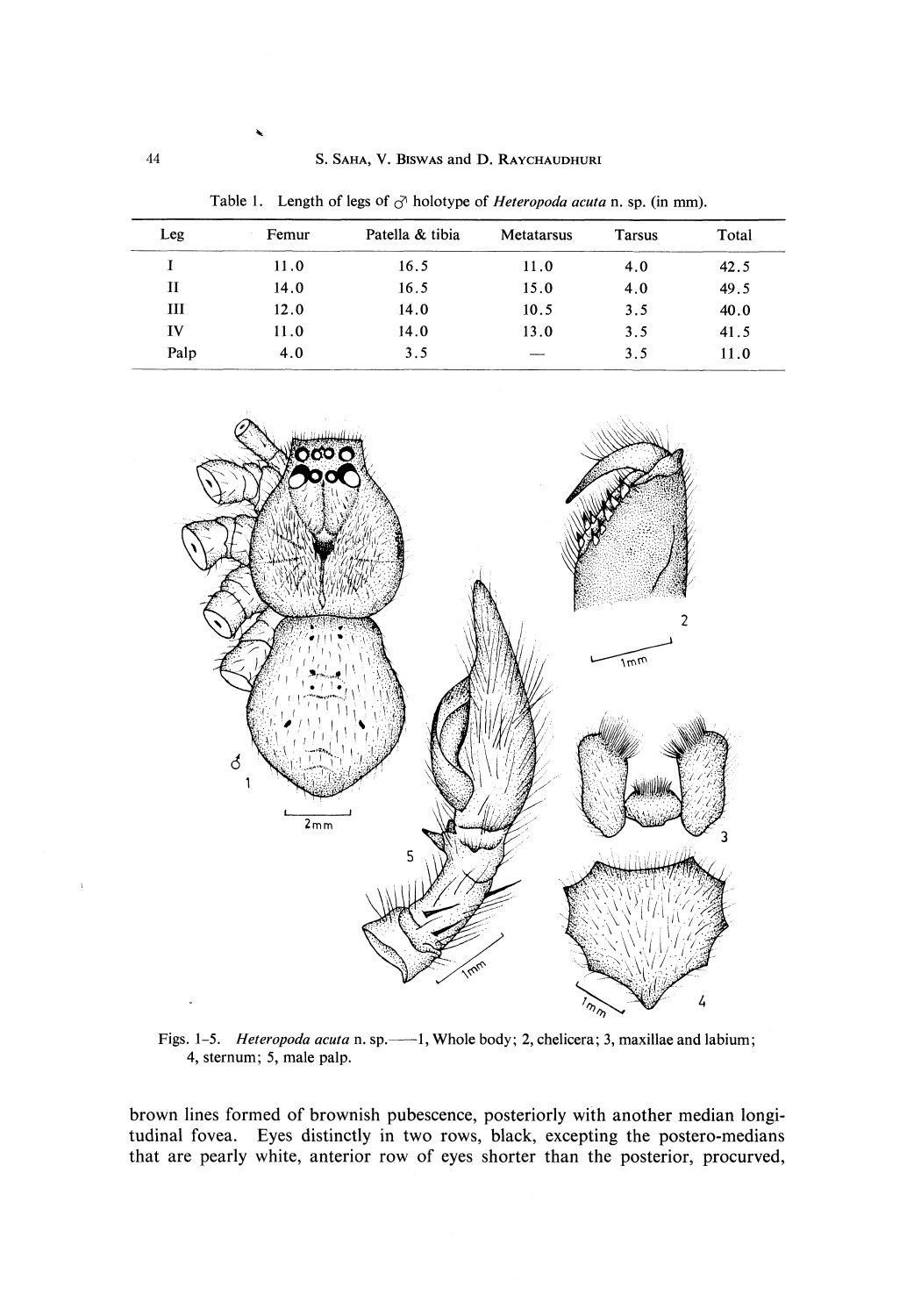Table 1. Length of legs of ♂ holotype of *Heteropoda acuta* n. sp. (in mm).

| Leg | Femur | Patella & tibia | Metatarsus | Tarsus | Total |
|---|---|---|---|---|---|
| I | 11.0 | 16.5 | 11.0 | 4.0 | 42.5 |
| II | 14.0 | 16.5 | 15.0 | 4.0 | 49.5 |
| III | 12.0 | 14.0 | 10.5 | 3.5 | 40.0 |
| IV | 11.0 | 14.0 | 13.0 | 3.5 | 41.5 |
| Palp | 4.0 | 3.5 | — | 3.5 | 11.0 |

Figs. 1–5. *Heteropoda acuta* n. sp.——1, Whole body; 2, chelicera; 3, maxillae and labium; 4, sternum; 5, male palp.

brown lines formed of brownish pubescence, posteriorly with another median longitudinal fovea. Eyes distinctly in two rows, black, excepting the postero-medians that are pearly white, anterior row of eyes shorter than the posterior, procurved,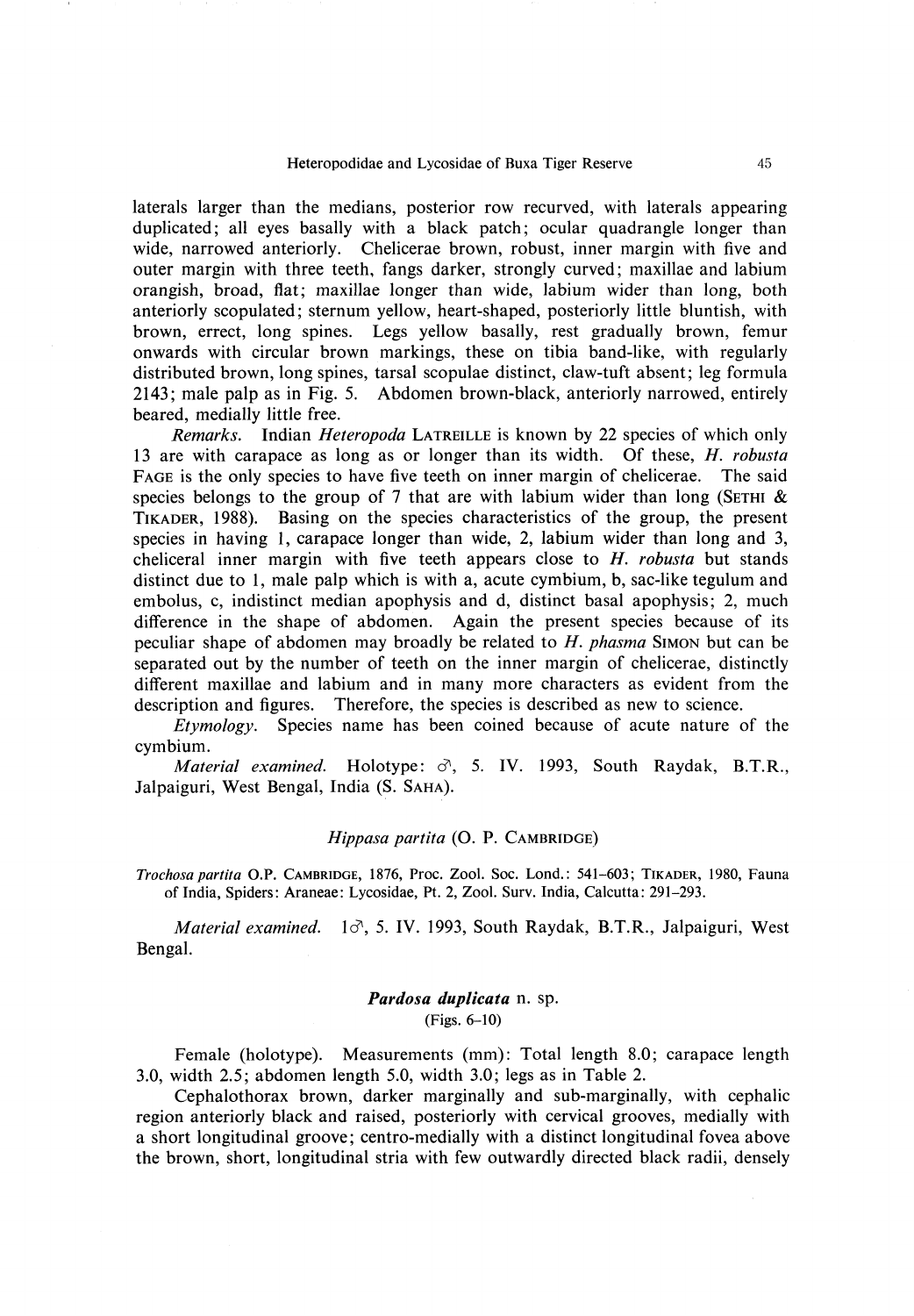laterals larger than the medians, posterior row recurved, with laterals appearing duplicated; all eyes basally with a black patch; ocular quadrangle longer than wide, narrowed anteriorly. Chelicerae brown, robust, inner margin with five and outer margin with three teeth, fangs darker, strongly curved; maxillae and labium orangish, broad, flat; maxillae longer than wide, labium wider than long, both anteriorly scopulated; sternum yellow, heart-shaped, posteriorly little bluntish, with brown, errect, long spines. Legs yellow basally, rest gradually brown, femur onwards with circular brown markings, these on tibia band-like, with regularly distributed brown, long spines, tarsal scopulae distinct, claw-tuft absent; leg formula 2143; male palp as in Fig. 5. Abdomen brown-black, anteriorly narrowed, entirely beared, medially little free.

*Remarks.* Indian *Heteropoda* LATREILLE is known by 22 species of which only 13 are with carapace as long as or longer than its width. Of these, *H. robusta* FAGE is the only species to have five teeth on inner margin of chelicerae. The said species belongs to the group of 7 that are with labium wider than long (SETHI & TIKADER, 1988). Basing on the species characteristics of the group, the present species in having 1, carapace longer than wide, 2, labium wider than long and 3, cheliceral inner margin with five teeth appears close to *H. robusta* but stands distinct due to 1, male palp which is with a, acute cymbium, b, sac-like tegulum and embolus, c, indistinct median apophysis and d, distinct basal apophysis; 2, much difference in the shape of abdomen. Again the present species because of its peculiar shape of abdomen may broadly be related to *H. phasma* SIMON but can be separated out by the number of teeth on the inner margin of chelicerae, distinctly different maxillae and labium and in many more characters as evident from the description and figures. Therefore, the species is described as new to science.

*Etymology.* Species name has been coined because of acute nature of the cymbium.

*Material examined.* Holotype: ♂, 5. IV. 1993, South Raydak, B.T.R., Jalpaiguri, West Bengal, India (S. SAHA).

### *Hippasa partita* (O. P. CAMBRIDGE)

*Trochosa partita* O.P. CAMBRIDGE, 1876, Proc. Zool. Soc. Lond.: 541–603; TIKADER, 1980, Fauna of India, Spiders: Araneae: Lycosidae, Pt. 2, Zool. Surv. India, Calcutta: 291–293.

*Material examined.* 1♂, 5. IV. 1993, South Raydak, B.T.R., Jalpaiguri, West Bengal.

### ***Pardosa duplicata*** n. sp.

(Figs. 6–10)

Female (holotype). Measurements (mm): Total length 8.0; carapace length 3.0, width 2.5; abdomen length 5.0, width 3.0; legs as in Table 2.

Cephalothorax brown, darker marginally and sub-marginally, with cephalic region anteriorly black and raised, posteriorly with cervical grooves, medially with a short longitudinal groove; centro-medially with a distinct longitudinal fovea above the brown, short, longitudinal stria with few outwardly directed black radii, densely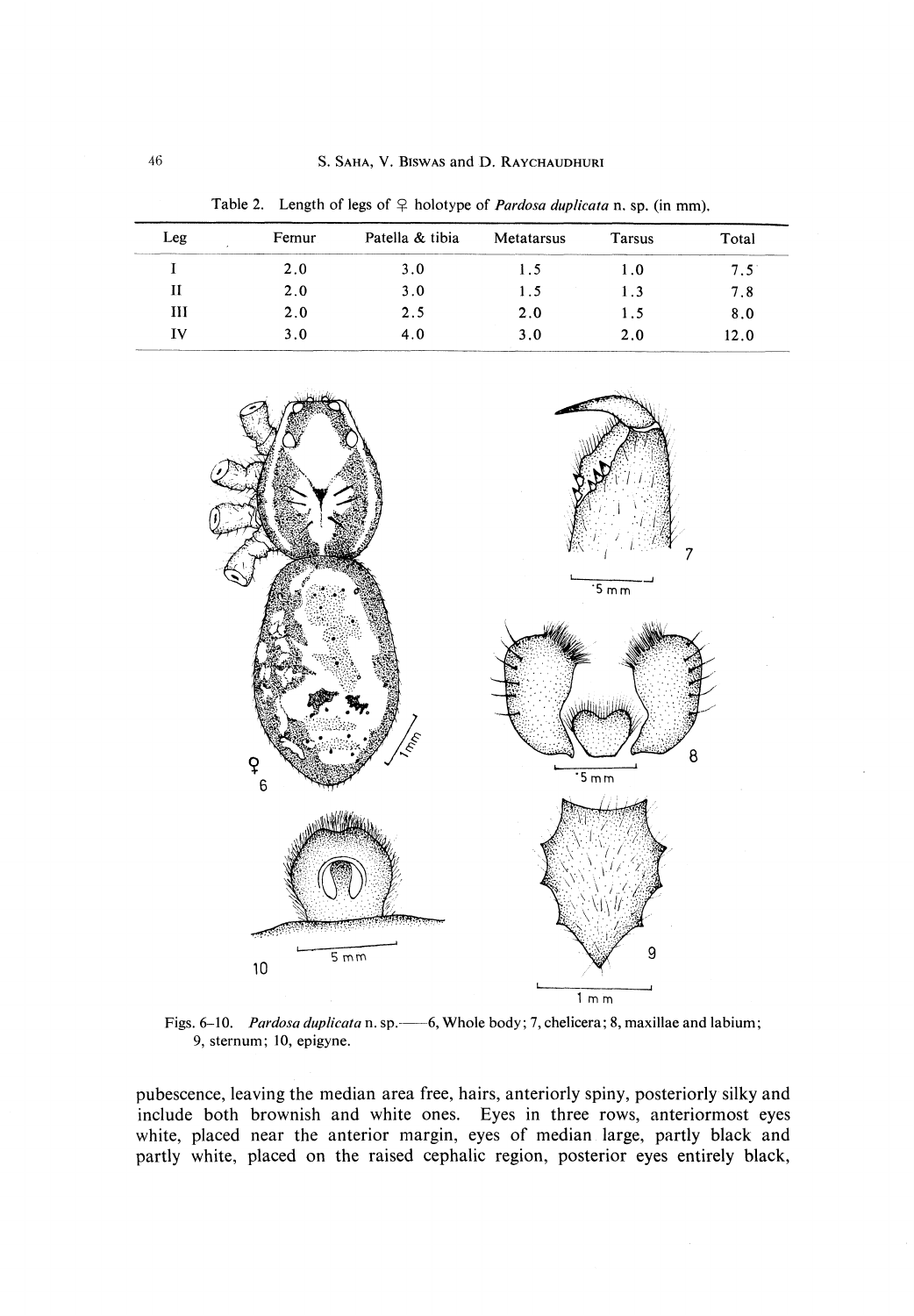Table 2. Length of legs of ♀ holotype of *Pardosa duplicata* n. sp. (in mm).

| Leg | Femur | Patella & tibia | Metatarsus | Tarsus | Total |
|---|---|---|---|---|---|
| I | 2.0 | 3.0 | 1.5 | 1.0 | 7.5 |
| II | 2.0 | 3.0 | 1.5 | 1.3 | 7.8 |
| III | 2.0 | 2.5 | 2.0 | 1.5 | 8.0 |
| IV | 3.0 | 4.0 | 3.0 | 2.0 | 12.0 |

Figs. 6–10. *Pardosa duplicata* n. sp.——6, Whole body; 7, chelicera; 8, maxillae and labium; 9, sternum; 10, epigyne.

pubescence, leaving the median area free, hairs, anteriorly spiny, posteriorly silky and include both brownish and white ones. Eyes in three rows, anteriormost eyes white, placed near the anterior margin, eyes of median large, partly black and partly white, placed on the raised cephalic region, posterior eyes entirely black,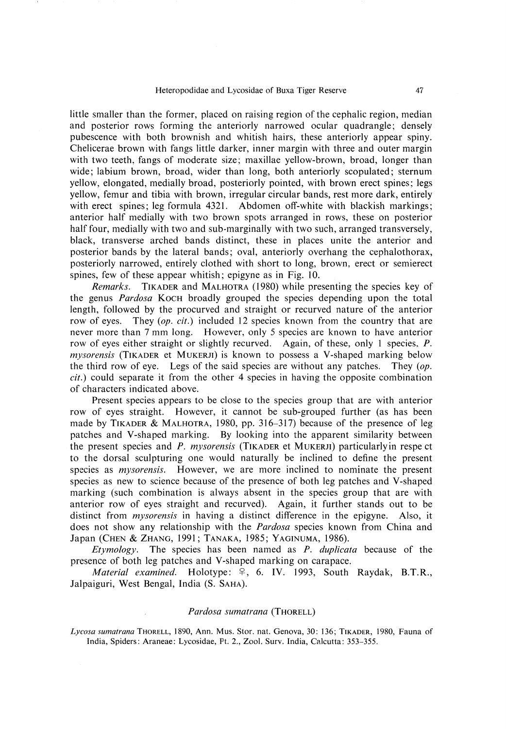little smaller than the former, placed on raising region of the cephalic region, median and posterior rows forming the anteriorly narrowed ocular quadrangle; densely pubescence with both brownish and whitish hairs, these anteriorly appear spiny. Chelicerae brown with fangs little darker, inner margin with three and outer margin with two teeth, fangs of moderate size; maxillae yellow-brown, broad, longer than wide; labium brown, broad, wider than long, both anteriorly scopulated; sternum yellow, elongated, medially broad, posteriorly pointed, with brown erect spines; legs yellow, femur and tibia with brown, irregular circular bands, rest more dark, entirely with erect spines; leg formula 4321. Abdomen off-white with blackish markings; anterior half medially with two brown spots arranged in rows, these on posterior half four, medially with two and sub-marginally with two such, arranged transversely, black, transverse arched bands distinct, these in places unite the anterior and posterior bands by the lateral bands; oval, anteriorly overhang the cephalothorax, posteriorly narrowed, entirely clothed with short to long, brown, erect or semierect spines, few of these appear whitish; epigyne as in Fig. 10.

*Remarks.* TIKADER and MALHOTRA (1980) while presenting the species key of the genus *Pardosa* KOCH broadly grouped the species depending upon the total length, followed by the procurved and straight or recurved nature of the anterior row of eyes. They (*op. cit.*) included 12 species known from the country that are never more than 7 mm long. However, only 5 species are known to have anterior row of eyes either straight or slightly recurved. Again, of these, only 1 species, *P. mysorensis* (TIKADER et MUKERJI) is known to possess a V-shaped marking below the third row of eye. Legs of the said species are without any patches. They (*op. cit.*) could separate it from the other 4 species in having the opposite combination of characters indicated above.

Present species appears to be close to the species group that are with anterior row of eyes straight. However, it cannot be sub-grouped further (as has been made by TIKADER & MALHOTRA, 1980, pp. 316–317) because of the presence of leg patches and V-shaped marking. By looking into the apparent similarity between the present species and *P. mysorensis* (TIKADER et MUKERJI) particularlyin respe ct to the dorsal sculpturing one would naturally be inclined to define the present species as *mysorensis*. However, we are more inclined to nominate the present species as new to science because of the presence of both leg patches and V-shaped marking (such combination is always absent in the species group that are with anterior row of eyes straight and recurved). Again, it further stands out to be distinct from *mysorensis* in having a distinct difference in the epigyne. Also, it does not show any relationship with the *Pardosa* species known from China and Japan (CHEN & ZHANG, 1991; TANAKA, 1985; YAGINUMA, 1986).

*Etymology.* The species has been named as *P. duplicata* because of the presence of both leg patches and V-shaped marking on carapace.

*Material examined.* Holotype: ♀, 6. IV. 1993, South Raydak, B.T.R., Jalpaiguri, West Bengal, India (S. SAHA).

### *Pardosa sumatrana* (THORELL)

*Lycosa sumatrana* THORELL, 1890, Ann. Mus. Stor. nat. Genova, 30: 136; TIKADER, 1980, Fauna of India, Spiders: Araneae: Lycosidae, Pt. 2., Zool. Surv. India, Calcutta: 353–355.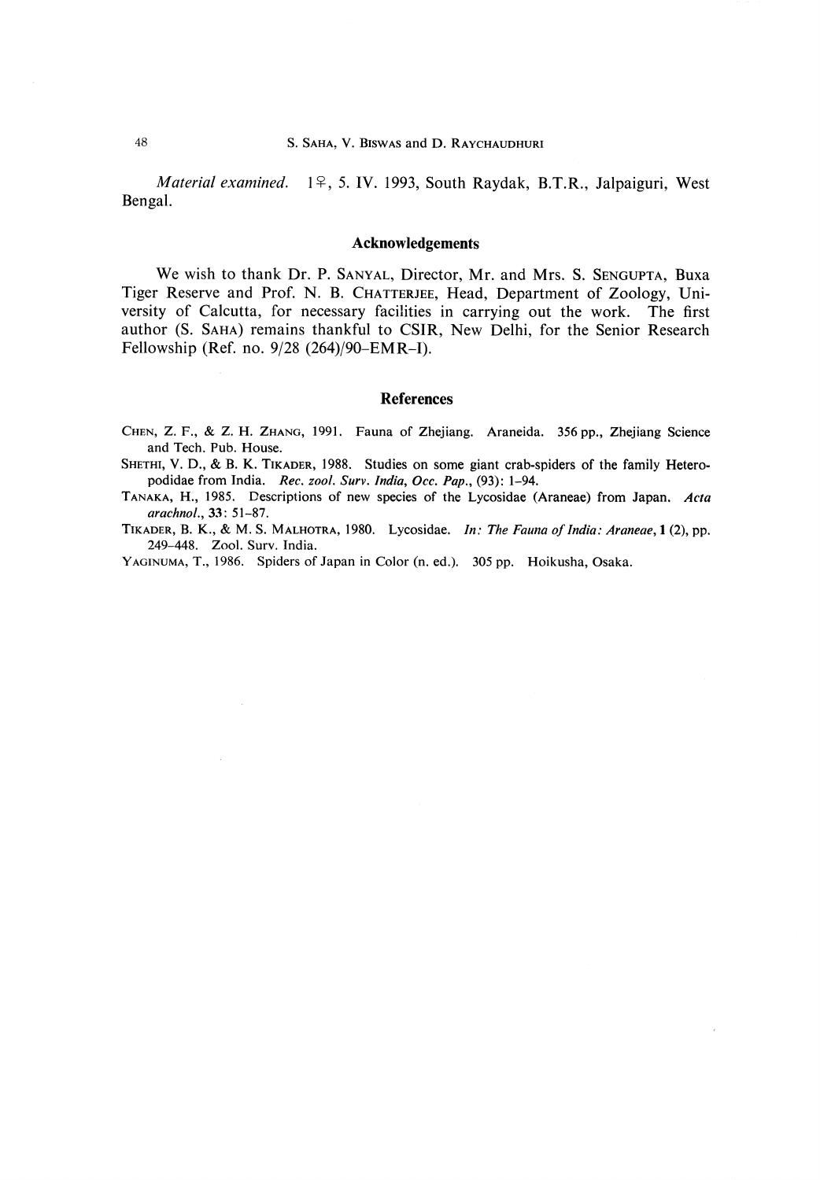*Material examined.* 1♀, 5. IV. 1993, South Raydak, B.T.R., Jalpaiguri, West Bengal.

## Acknowledgements

We wish to thank Dr. P. SANYAL, Director, Mr. and Mrs. S. SENGUPTA, Buxa Tiger Reserve and Prof. N. B. CHATTERJEE, Head, Department of Zoology, University of Calcutta, for necessary facilities in carrying out the work. The first author (S. SAHA) remains thankful to CSIR, New Delhi, for the Senior Research Fellowship (Ref. no. 9/28 (264)/90–EMR–I).

## References

CHEN, Z. F., & Z. H. ZHANG, 1991. Fauna of Zhejiang. Araneida. 356 pp., Zhejiang Science and Tech. Pub. House.

SHETHI, V. D., & B. K. TIKADER, 1988. Studies on some giant crab-spiders of the family Heteropodidae from India. *Rec. zool. Surv. India, Occ. Pap.*, (93): 1–94.

TANAKA, H., 1985. Descriptions of new species of the Lycosidae (Araneae) from Japan. *Acta arachnol.*, **33**: 51–87.

TIKADER, B. K., & M. S. MALHOTRA, 1980. Lycosidae. *In: The Fauna of India: Araneae*, **1** (2), pp. 249–448. Zool. Surv. India.

YAGINUMA, T., 1986. Spiders of Japan in Color (n. ed.). 305 pp. Hoikusha, Osaka.